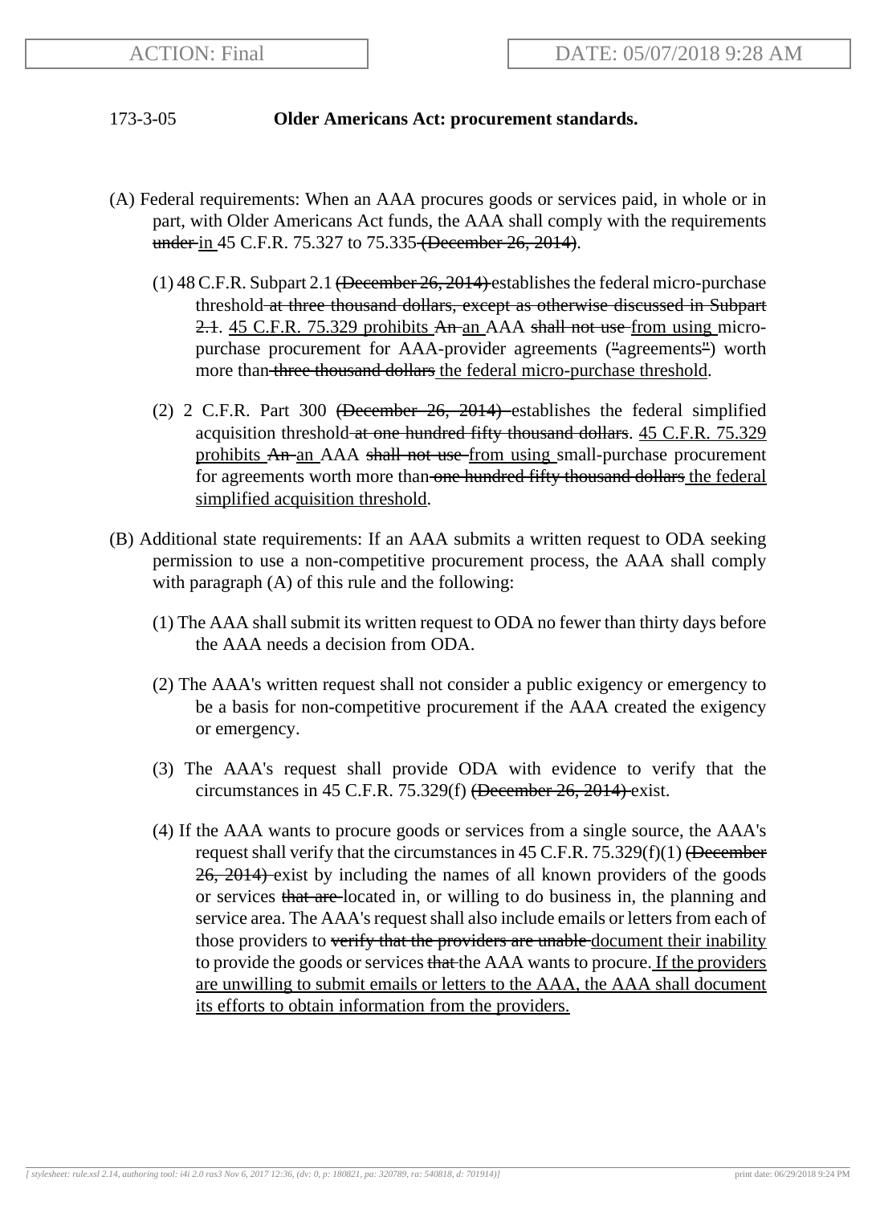173-3-05 **Older Americans Act: procurement standards.**

(A) Federal requirements: When an AAA procures goods or services paid, in whole or in part, with Older Americans Act funds, the AAA shall comply with the requirements ~~under~~ <u>in</u> 45 C.F.R. 75.327 to 75.335~~ (December 26, 2014)~~.

(1) 48 C.F.R. Subpart 2.1 ~~(December 26, 2014)~~ establishes the federal micro-purchase threshold~~ at three thousand dollars, except as otherwise discussed in Subpart 2.1~~. <u>45 C.F.R. 75.329 prohibits</u> ~~An~~ <u>an</u> AAA ~~shall not use~~ <u>from using</u> micro-purchase procurement for AAA-provider agreements (~~"~~agreements~~"~~) worth more than~~ three thousand dollars~~ <u>the federal micro-purchase threshold</u>.

(2) 2 C.F.R. Part 300 ~~(December 26, 2014)~~ establishes the federal simplified acquisition threshold~~ at one hundred fifty thousand dollars~~. <u>45 C.F.R. 75.329 prohibits</u> ~~An~~ <u>an</u> AAA ~~shall not use~~ <u>from using</u> small-purchase procurement for agreements worth more than~~ one hundred fifty thousand dollars~~ <u>the federal simplified acquisition threshold</u>.

(B) Additional state requirements: If an AAA submits a written request to ODA seeking permission to use a non-competitive procurement process, the AAA shall comply with paragraph (A) of this rule and the following:

(1) The AAA shall submit its written request to ODA no fewer than thirty days before the AAA needs a decision from ODA.

(2) The AAA's written request shall not consider a public exigency or emergency to be a basis for non-competitive procurement if the AAA created the exigency or emergency.

(3) The AAA's request shall provide ODA with evidence to verify that the circumstances in 45 C.F.R. 75.329(f) ~~(December 26, 2014)~~ exist.

(4) If the AAA wants to procure goods or services from a single source, the AAA's request shall verify that the circumstances in 45 C.F.R. 75.329(f)(1) ~~(December 26, 2014)~~ exist by including the names of all known providers of the goods or services ~~that are~~ located in, or willing to do business in, the planning and service area. The AAA's request shall also include emails or letters from each of those providers to ~~verify that the providers are unable~~ <u>document their inability</u> to provide the goods or services ~~that~~ the AAA wants to procure. <u>If the providers are unwilling to submit emails or letters to the AAA, the AAA shall document its efforts to obtain information from the providers.</u>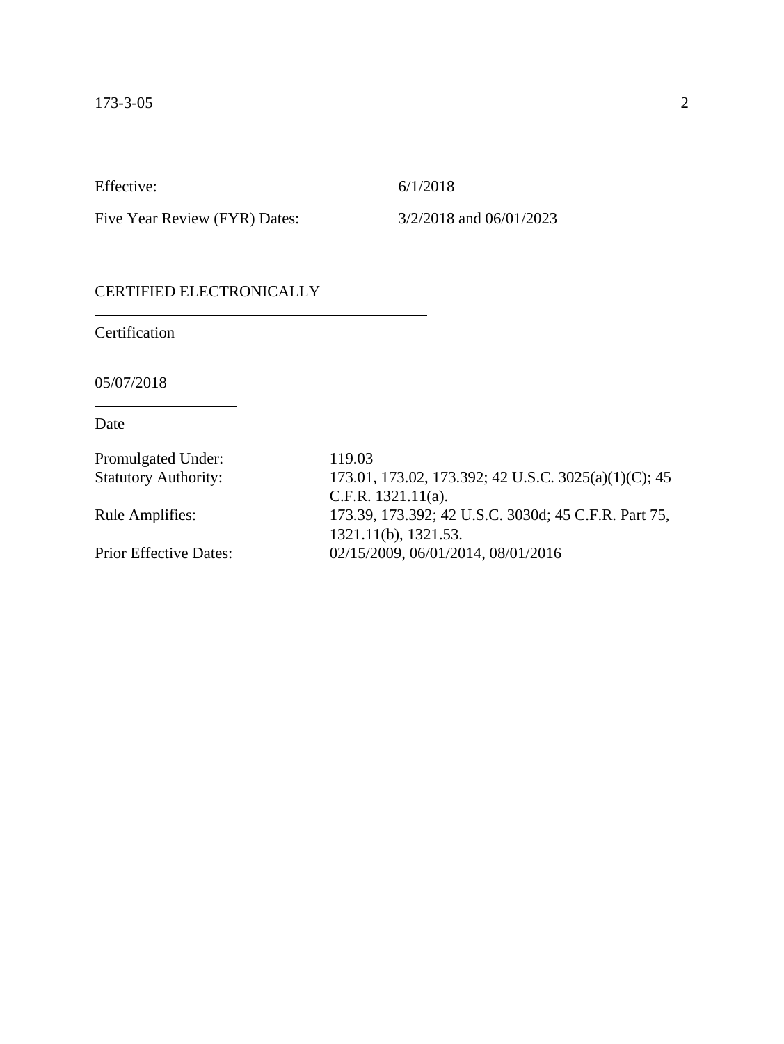| | |
|---|---|
| Effective: | 6/1/2018 |
| Five Year Review (FYR) Dates: | 3/2/2018 and 06/01/2023 |

CERTIFIED ELECTRONICALLY

Certification

05/07/2018

Date

| | |
|---|---|
| Promulgated Under: | 119.03 |
| Statutory Authority: | 173.01, 173.02, 173.392; 42 U.S.C. 3025(a)(1)(C); 45 C.F.R. 1321.11(a). |
| Rule Amplifies: | 173.39, 173.392; 42 U.S.C. 3030d; 45 C.F.R. Part 75, 1321.11(b), 1321.53. |
| Prior Effective Dates: | 02/15/2009, 06/01/2014, 08/01/2016 |